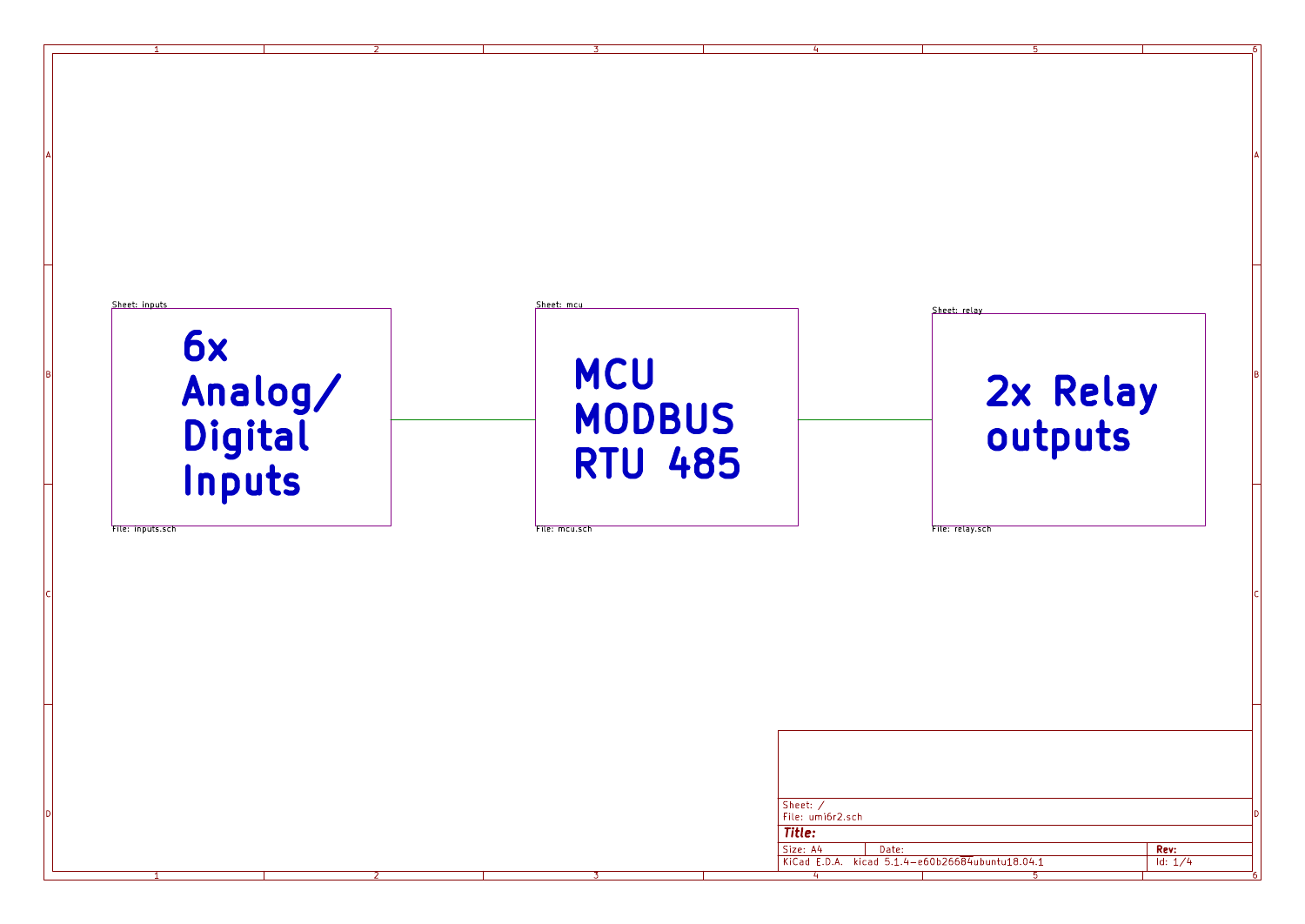Sheet: inputs

**6x Analog/ Digital Inputs**

File: inputs.sch

Sheet: mcu

**MCU MODBUS RTU 485**

File: mcu.sch

Sheet: relay

**2x Relay outputs**

File: relay.sch

| | | |
|---|---|---|
| Sheet: / | | |
| File: umi6r2.sch | | |
| **Title:** | | |
| Size: A4 | Date: | **Rev:** |
| KiCad E.D.A. kicad 5.1.4-e60b266~84~ubuntu18.04.1 | | Id: 1/4 |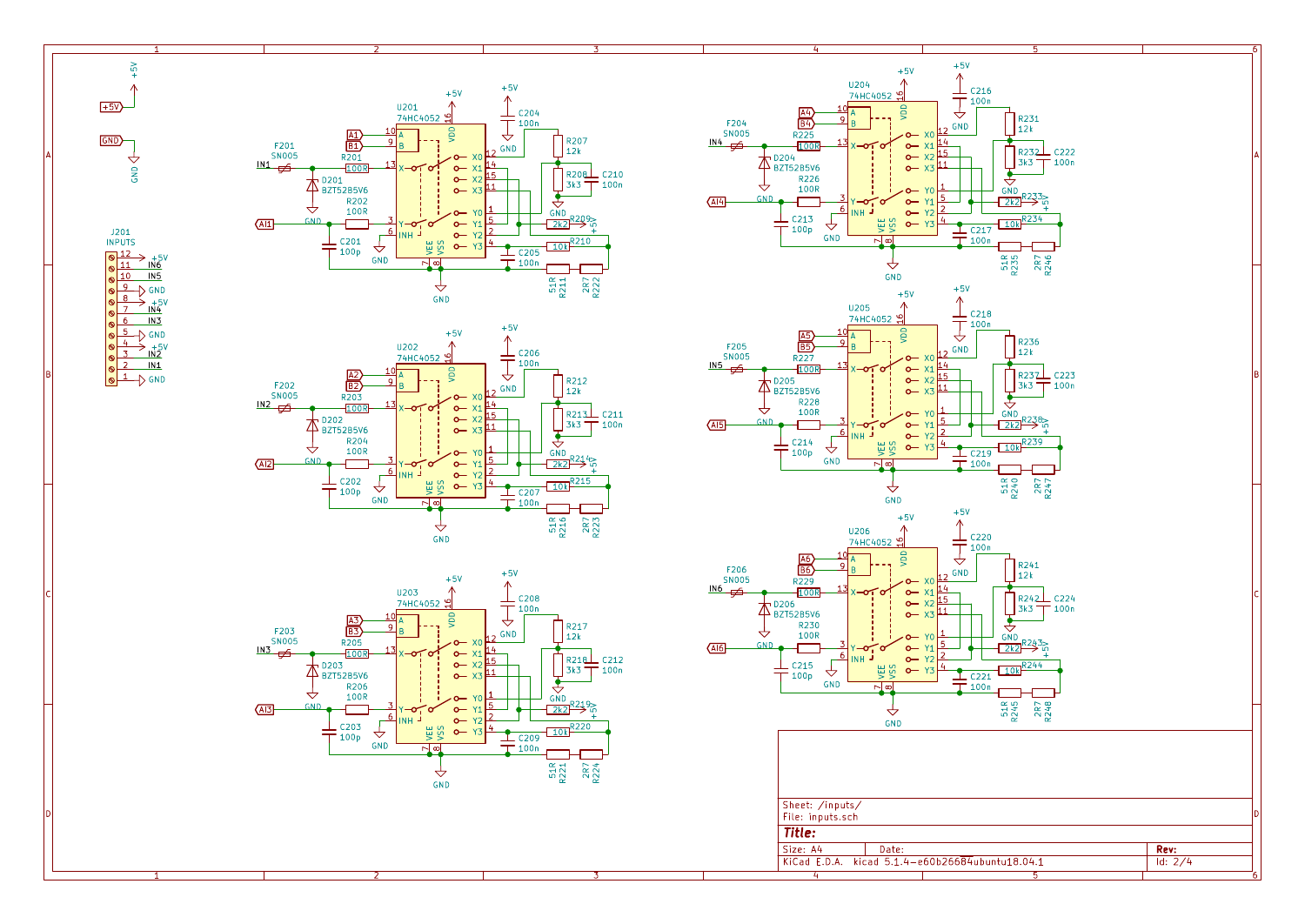Sheet: /inputs/

File: inputs.sch

**Title:**

| Size: A4 | Date: | Rev: |
|---|---|---|
| KiCad E.D.A. kicad 5.1.4-e60b266~84~ubuntu18.04.1 | | Id: 2/4 |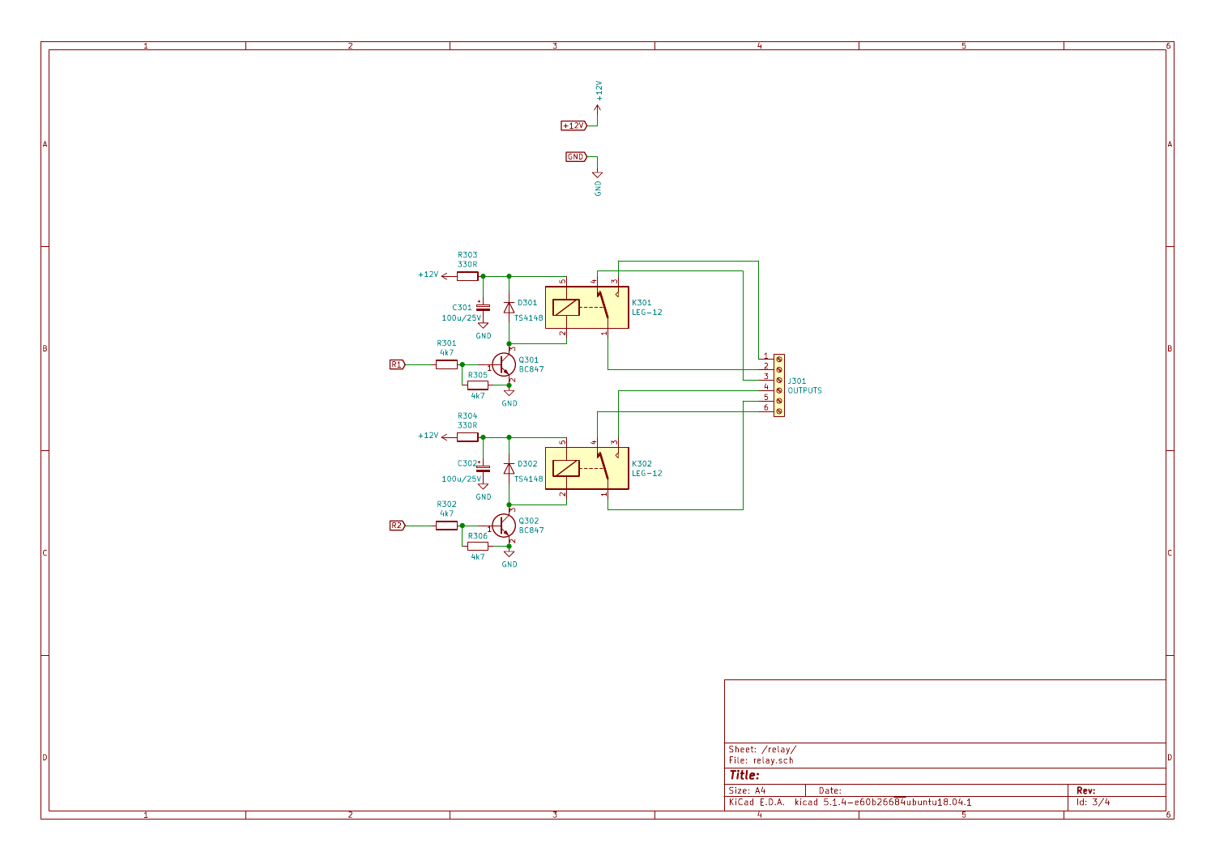+12V

GND

R303
330R

+12V

C301
100u/25V

GND

D301
TS4148

K301
LEG-12

R301
4k7

R1

Q301
BC847

R305
4k7

GND

J301
OUTPUTS

R304
330R

+12V

C302
100u/25V

GND

D302
TS4148

K302
LEG-12

R302
4k7

R2

Q302
BC847

R306
4k7

GND

Sheet: /relay/
File: relay.sch

**Title:**

Size: A4 | Date: | **Rev:**

KiCad E.D.A. kicad 5.1.4-e60b266~ubuntu18.04.1 | Id: 3/4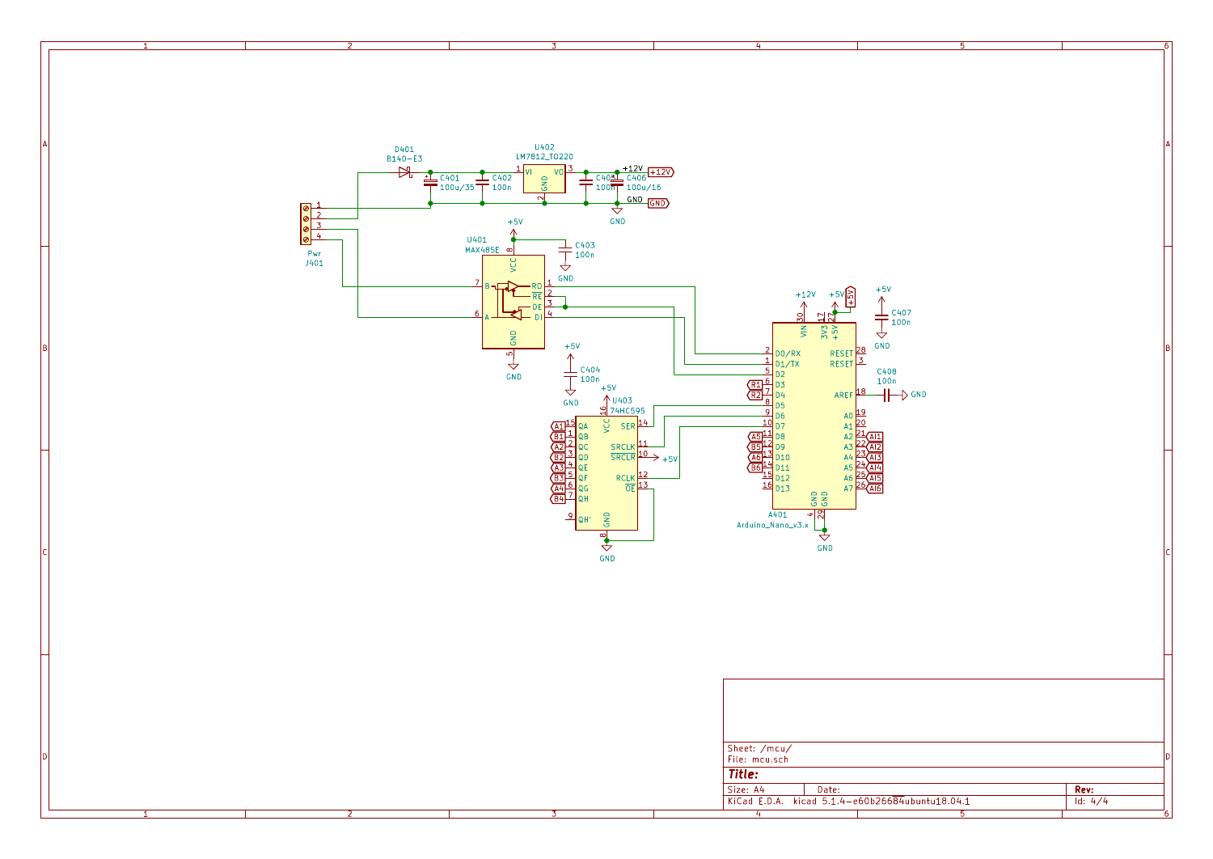D401
B140-E3

U402
LM7812_TO220

C401
100u/35

C402
100n

C405
100n

C406
100u/16

+12V

GND

Pwr
J401

U401
MAX485E

+5V

C403
100n

+12V

+5V

+5V

C407
100n

C404
100n

U403
74HC595

C408
100n

A401
Arduino_Nano_v3.x

Sheet: /mcu/
File: mcu.sch

**Title:**

Size: A4
Date:
Rev:

KiCad E.D.A. kicad 5.1.4-e60b266~84~ubuntu18.04.1
Id: 4/4